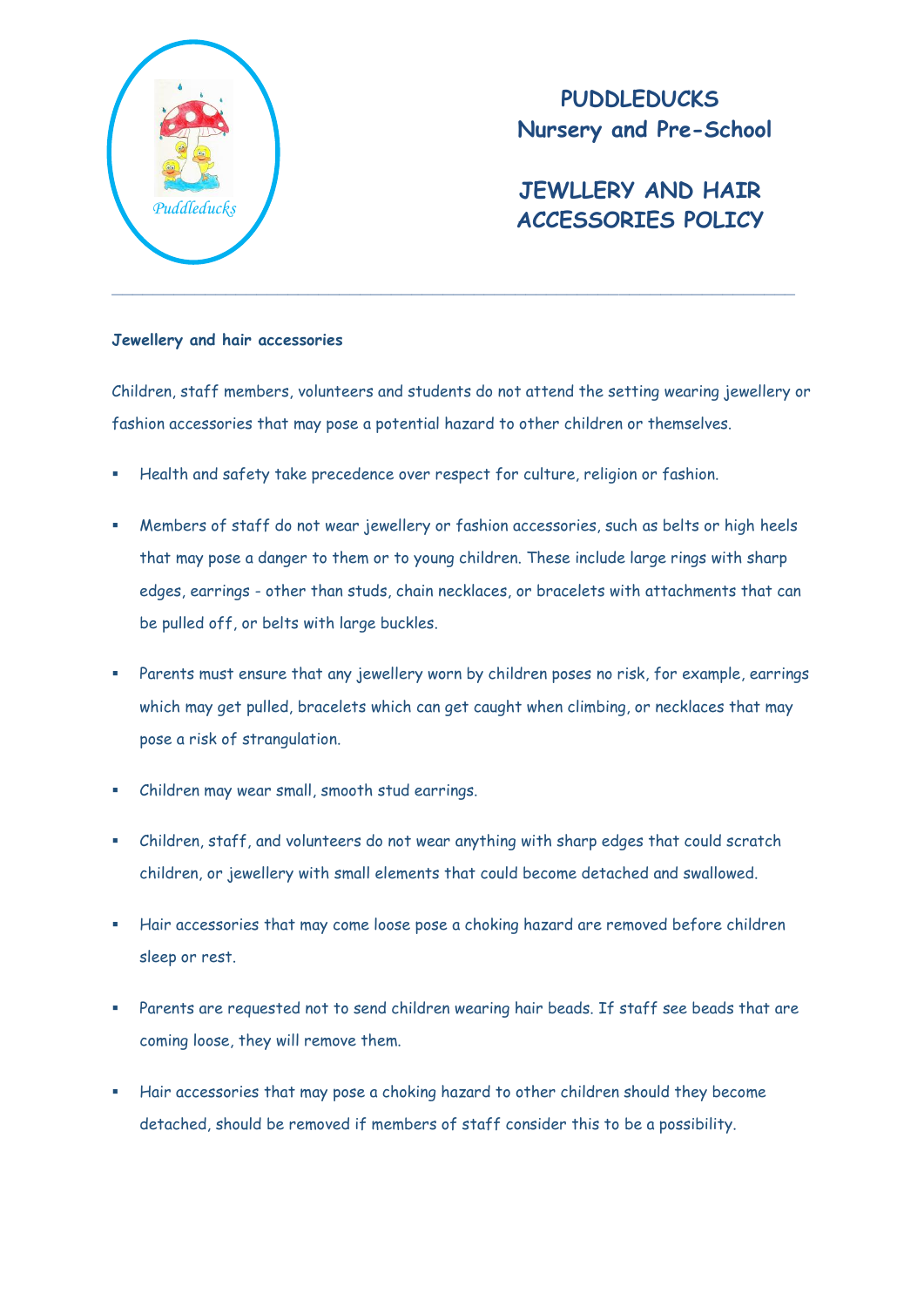# PUDDLEDUCKS
# Nursery and Pre-School

# JEWLLERY AND HAIR ACCESSORIES POLICY

---

**Jewellery and hair accessories**

Children, staff members, volunteers and students do not attend the setting wearing jewellery or fashion accessories that may pose a potential hazard to other children or themselves.

- Health and safety take precedence over respect for culture, religion or fashion.
- Members of staff do not wear jewellery or fashion accessories, such as belts or high heels that may pose a danger to them or to young children. These include large rings with sharp edges, earrings - other than studs, chain necklaces, or bracelets with attachments that can be pulled off, or belts with large buckles.
- Parents must ensure that any jewellery worn by children poses no risk, for example, earrings which may get pulled, bracelets which can get caught when climbing, or necklaces that may pose a risk of strangulation.
- Children may wear small, smooth stud earrings.
- Children, staff, and volunteers do not wear anything with sharp edges that could scratch children, or jewellery with small elements that could become detached and swallowed.
- Hair accessories that may come loose pose a choking hazard are removed before children sleep or rest.
- Parents are requested not to send children wearing hair beads. If staff see beads that are coming loose, they will remove them.
- Hair accessories that may pose a choking hazard to other children should they become detached, should be removed if members of staff consider this to be a possibility.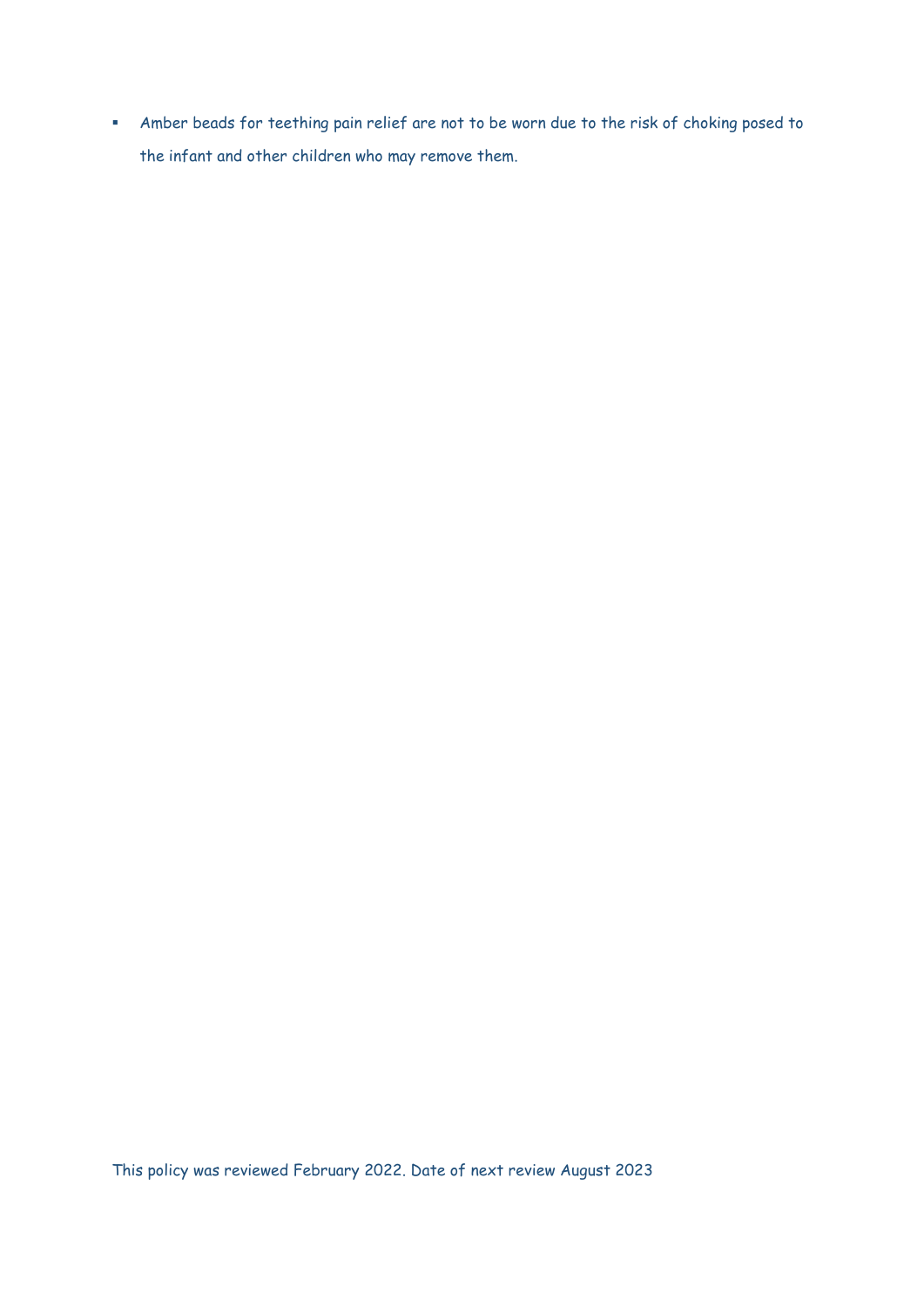- Amber beads for teething pain relief are not to be worn due to the risk of choking posed to the infant and other children who may remove them.

This policy was reviewed February 2022. Date of next review August 2023